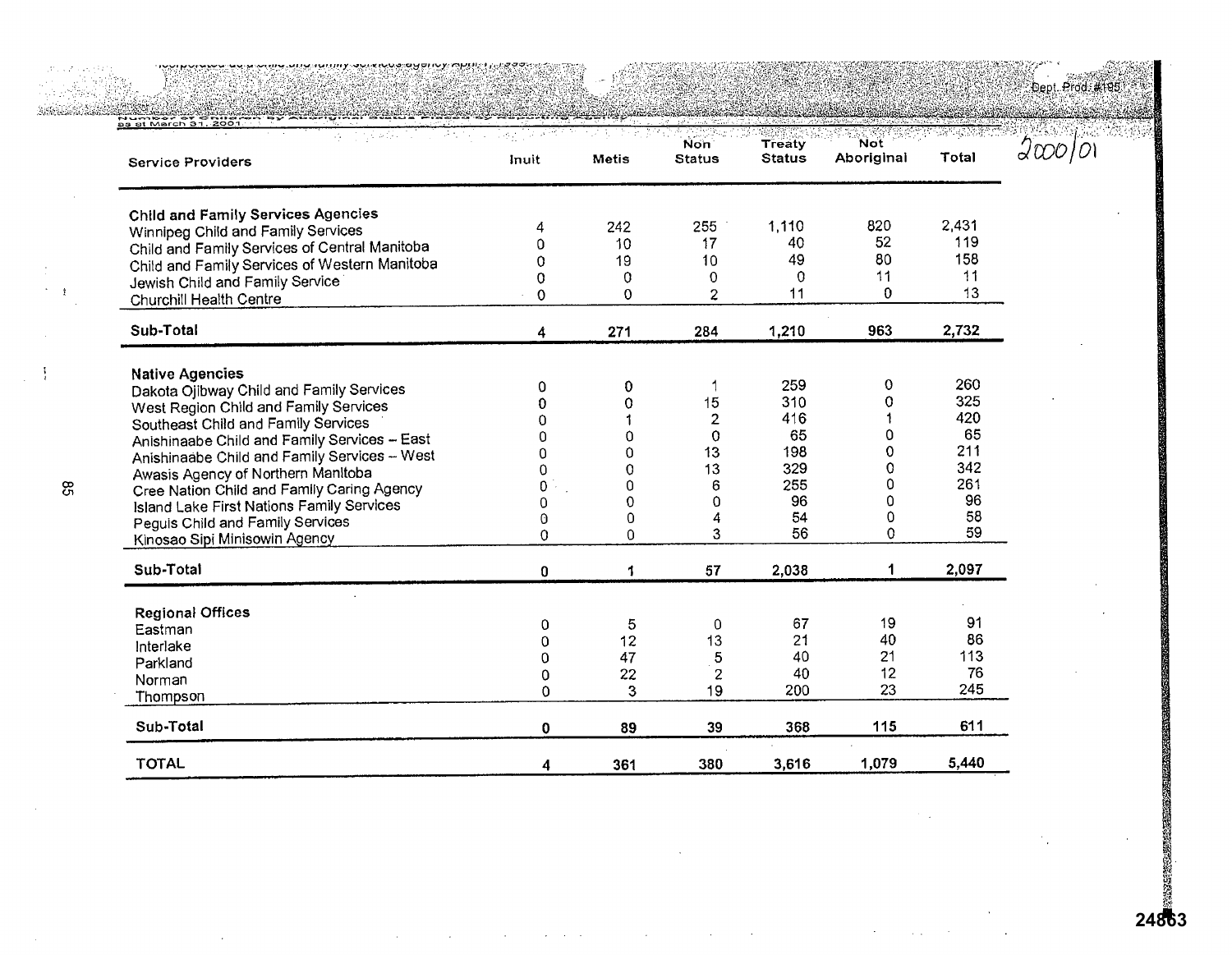Number of Children by Aboriginal Status Placed by Reporting Agency as at March 31, 2001

2000/01

| Service Providers | Inuit | Metis | Non Status | Treaty Status | Not Aboriginal | Total |
|---|---|---|---|---|---|---|
| **Child and Family Services Agencies** | | | | | | |
| Winnipeg Child and Family Services | 4 | 242 | 255 | 1,110 | 820 | 2,431 |
| Child and Family Services of Central Manitoba | 0 | 10 | 17 | 40 | 52 | 119 |
| Child and Family Services of Western Manitoba | 0 | 19 | 10 | 49 | 80 | 158 |
| Jewish Child and Family Service | 0 | 0 | 0 | 0 | 11 | 11 |
| Churchill Health Centre | 0 | 0 | 2 | 11 | 0 | 13 |
| **Sub-Total** | 4 | 271 | 284 | 1,210 | 963 | 2,732 |
| **Native Agencies** | | | | | | |
| Dakota Ojibway Child and Family Services | 0 | 0 | 1 | 259 | 0 | 260 |
| West Region Child and Family Services | 0 | 0 | 15 | 310 | 0 | 325 |
| Southeast Child and Family Services | 0 | 1 | 2 | 416 | 1 | 420 |
| Anishinaabe Child and Family Services – East | 0 | 0 | 0 | 65 | 0 | 65 |
| Anishinaabe Child and Family Services – West | 0 | 0 | 13 | 198 | 0 | 211 |
| Awasis Agency of Northern Manitoba | 0 | 0 | 13 | 329 | 0 | 342 |
| Cree Nation Child and Family Caring Agency | 0 | 0 | 6 | 255 | 0 | 261 |
| Island Lake First Nations Family Services | 0 | 0 | 0 | 96 | 0 | 96 |
| Peguis Child and Family Services | 0 | 0 | 4 | 54 | 0 | 58 |
| Kinosao Sipi Minisowin Agency | 0 | 0 | 3 | 56 | 0 | 59 |
| **Sub-Total** | 0 | 1 | 57 | 2,038 | 1 | 2,097 |
| **Regional Offices** | | | | | | |
| Eastman | 0 | 5 | 0 | 67 | 19 | 91 |
| Interlake | 0 | 12 | 13 | 21 | 40 | 86 |
| Parkland | 0 | 47 | 5 | 40 | 21 | 113 |
| Norman | 0 | 22 | 2 | 40 | 12 | 76 |
| Thompson | 0 | 3 | 19 | 200 | 23 | 245 |
| **Sub-Total** | 0 | 89 | 39 | 368 | 115 | 611 |
| **TOTAL** | 4 | 361 | 380 | 3,616 | 1,079 | 5,440 |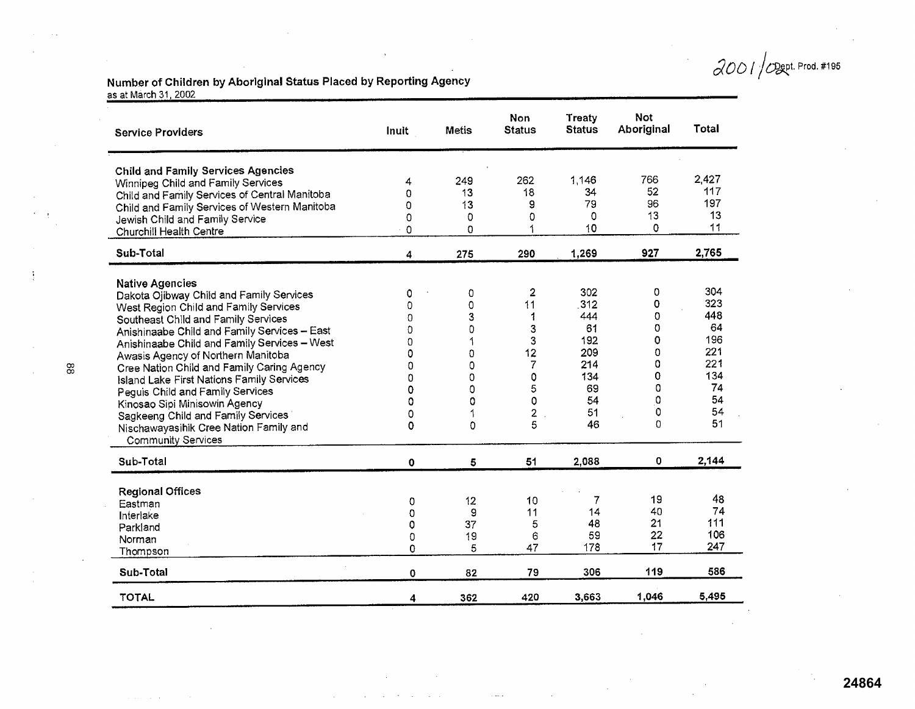2001/02 Dept. Prod. #195

## Number of Children by Aboriginal Status Placed by Reporting Agency

as at March 31, 2002

| Service Providers | Inuit | Metis | Non Status | Treaty Status | Not Aboriginal | Total |
|---|---|---|---|---|---|---|
| **Child and Family Services Agencies** | | | | | | |
| Winnipeg Child and Family Services | 4 | 249 | 262 | 1,146 | 766 | 2,427 |
| Child and Family Services of Central Manitoba | 0 | 13 | 18 | 34 | 52 | 117 |
| Child and Family Services of Western Manitoba | 0 | 13 | 9 | 79 | 96 | 197 |
| Jewish Child and Family Service | 0 | 0 | 0 | 0 | 13 | 13 |
| Churchill Health Centre | 0 | 0 | 1 | 10 | 0 | 11 |
| **Sub-Total** | **4** | **275** | **290** | **1,269** | **927** | **2,765** |
| **Native Agencies** | | | | | | |
| Dakota Ojibway Child and Family Services | 0 | 0 | 2 | 302 | 0 | 304 |
| West Region Child and Family Services | 0 | 0 | 11 | 312 | 0 | 323 |
| Southeast Child and Family Services | 0 | 3 | 1 | 444 | 0 | 448 |
| Anishinaabe Child and Family Services – East | 0 | 0 | 3 | 61 | 0 | 64 |
| Anishinaabe Child and Family Services – West | 0 | 1 | 3 | 192 | 0 | 196 |
| Awasis Agency of Northern Manitoba | 0 | 0 | 12 | 209 | 0 | 221 |
| Cree Nation Child and Family Caring Agency | 0 | 0 | 7 | 214 | 0 | 221 |
| Island Lake First Nations Family Services | 0 | 0 | 0 | 134 | 0 | 134 |
| Peguis Child and Family Services | 0 | 0 | 5 | 69 | 0 | 74 |
| Kinosao Sipi Minisowin Agency | 0 | 0 | 0 | 54 | 0 | 54 |
| Sagkeeng Child and Family Services | 0 | 1 | 2 | 51 | 0 | 54 |
| Nischawayasihik Cree Nation Family and Community Services | 0 | 0 | 5 | 46 | 0 | 51 |
| **Sub-Total** | **0** | **5** | **51** | **2,088** | **0** | **2,144** |
| **Regional Offices** | | | | | | |
| Eastman | 0 | 12 | 10 | 7 | 19 | 48 |
| Interlake | 0 | 9 | 11 | 14 | 40 | 74 |
| Parkland | 0 | 37 | 5 | 48 | 21 | 111 |
| Norman | 0 | 19 | 6 | 59 | 22 | 106 |
| Thompson | 0 | 5 | 47 | 178 | 17 | 247 |
| **Sub-Total** | **0** | **82** | **79** | **306** | **119** | **586** |
| **TOTAL** | **4** | **362** | **420** | **3,663** | **1,046** | **5,495** |

24864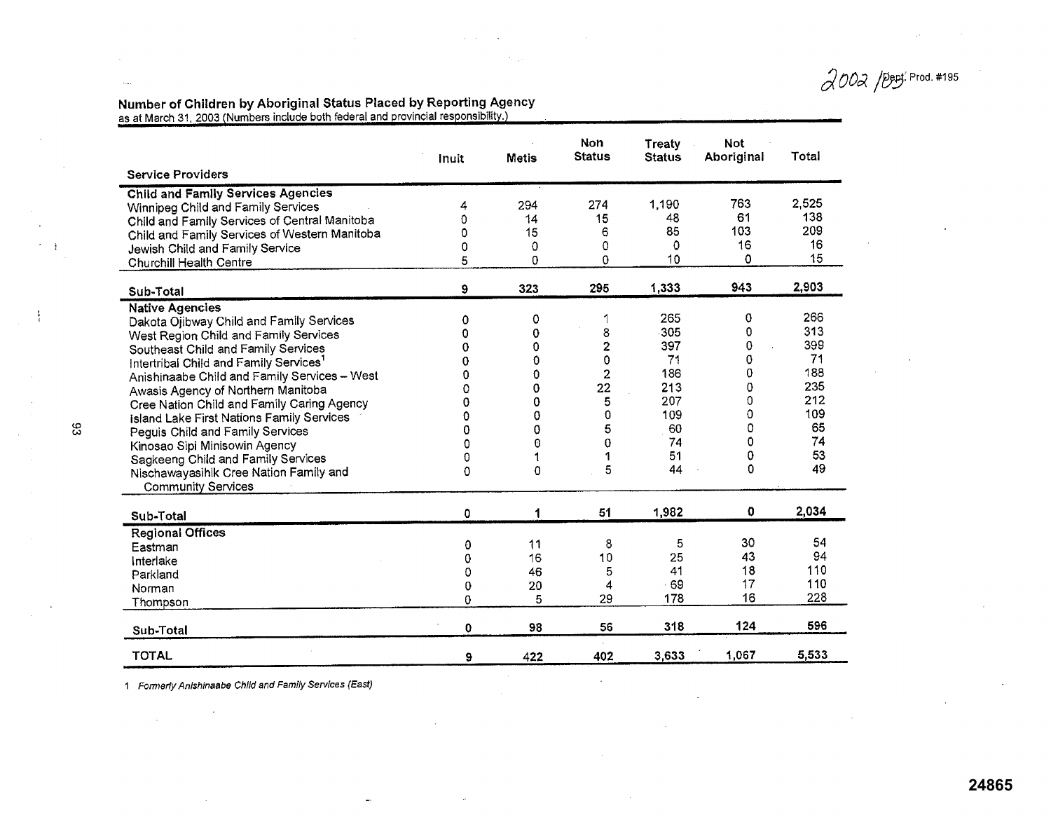2002/03 Dept. Prod. #195

**Number of Children by Aboriginal Status Placed by Reporting Agency**
as at March 31, 2003 (Numbers include both federal and provincial responsibility.)

| Service Providers | Inuit | Metis | Non Status | Treaty Status | Not Aboriginal | Total |
|---|---|---|---|---|---|---|
| **Child and Family Services Agencies** | | | | | | |
| Winnipeg Child and Family Services | 4 | 294 | 274 | 1,190 | 763 | 2,525 |
| Child and Family Services of Central Manitoba | 0 | 14 | 15 | 48 | 61 | 138 |
| Child and Family Services of Western Manitoba | 0 | 15 | 6 | 85 | 103 | 209 |
| Jewish Child and Family Service | 0 | 0 | 0 | 0 | 16 | 16 |
| Churchill Health Centre | 5 | 0 | 0 | 10 | 0 | 15 |
| **Sub-Total** | **9** | **323** | **295** | **1,333** | **943** | **2,903** |
| **Native Agencies** | | | | | | |
| Dakota Ojibway Child and Family Services | 0 | 0 | 1 | 265 | 0 | 266 |
| West Region Child and Family Services | 0 | 0 | 8 | 305 | 0 | 313 |
| Southeast Child and Family Services | 0 | 0 | 2 | 397 | 0 | 399 |
| Intertribal Child and Family Services[1] | 0 | 0 | 0 | 71 | 0 | 71 |
| Anishinaabe Child and Family Services – West | 0 | 0 | 2 | 186 | 0 | 188 |
| Awasis Agency of Northern Manitoba | 0 | 0 | 22 | 213 | 0 | 235 |
| Cree Nation Child and Family Caring Agency | 0 | 0 | 5 | 207 | 0 | 212 |
| Island Lake First Nations Family Services | 0 | 0 | 0 | 109 | 0 | 109 |
| Peguis Child and Family Services | 0 | 0 | 5 | 60 | 0 | 65 |
| Kinosao Sipi Minisowin Agency | 0 | 0 | 0 | 74 | 0 | 74 |
| Sagkeeng Child and Family Services | 0 | 1 | 1 | 51 | 0 | 53 |
| Nisichawayasihk Cree Nation Family and Community Services | 0 | 0 | 5 | 44 | 0 | 49 |
| **Sub-Total** | **0** | **1** | **51** | **1,982** | **0** | **2,034** |
| **Regional Offices** | | | | | | |
| Eastman | 0 | 11 | 8 | 5 | 30 | 54 |
| Interlake | 0 | 16 | 10 | 25 | 43 | 94 |
| Parkland | 0 | 46 | 5 | 41 | 18 | 110 |
| Norman | 0 | 20 | 4 | 69 | 17 | 110 |
| Thompson | 0 | 5 | 29 | 178 | 16 | 228 |
| **Sub-Total** | **0** | **98** | **56** | **318** | **124** | **596** |
| **TOTAL** | **9** | **422** | **402** | **3,633** | **1,067** | **5,533** |

1 *Formerly Anishinaabe Child and Family Services (East)*

24865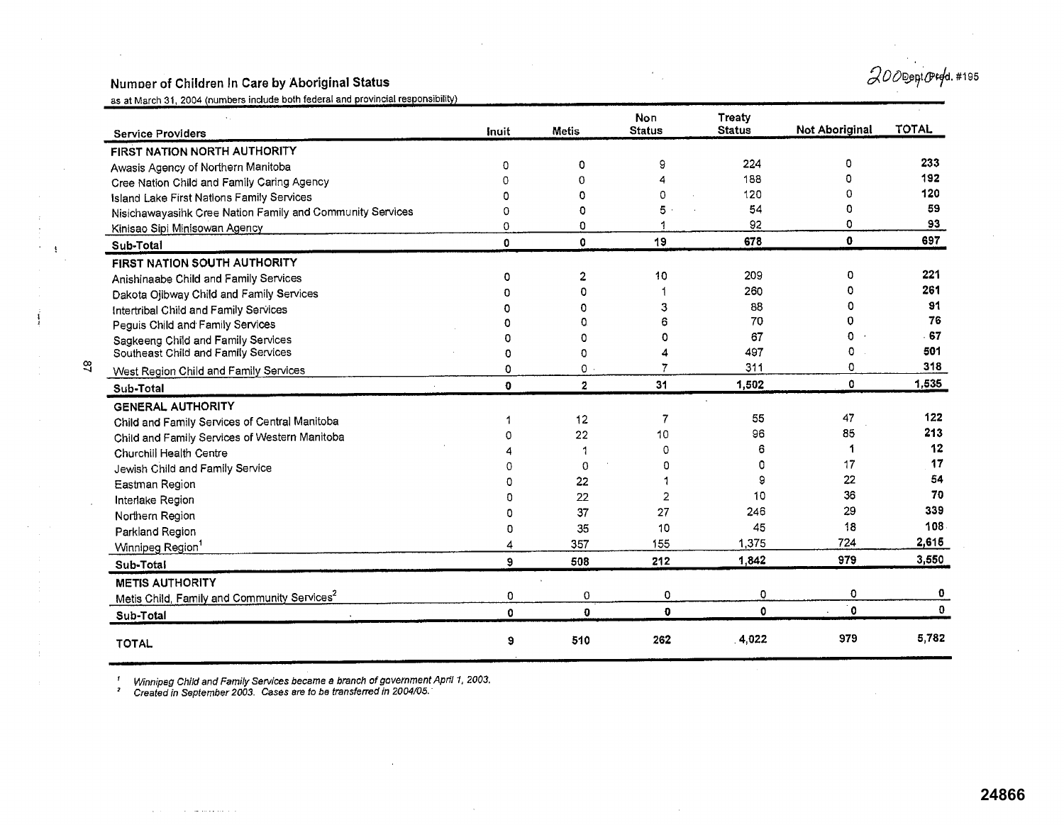## Number of Children In Care by Aboriginal Status

as at March 31, 2004 (numbers include both federal and provincial responsibility)

| Service Providers | Inuit | Metis | Non Status | Treaty Status | Not Aboriginal | TOTAL |
|---|---|---|---|---|---|---|
| **FIRST NATION NORTH AUTHORITY** | | | | | | |
| Awasis Agency of Northern Manitoba | 0 | 0 | 9 | 224 | 0 | **233** |
| Cree Nation Child and Family Caring Agency | 0 | 0 | 4 | 188 | 0 | **192** |
| Island Lake First Nations Family Services | 0 | 0 | 0 | 120 | 0 | **120** |
| Nisichawayasihk Cree Nation Family and Community Services | 0 | 0 | 5 | 54 | 0 | **59** |
| Kinisao Sipi Minisowan Agency | 0 | 0 | 1 | 92 | 0 | **93** |
| **Sub-Total** | **0** | **0** | **19** | **678** | **0** | **697** |
| **FIRST NATION SOUTH AUTHORITY** | | | | | | |
| Anishinaabe Child and Family Services | 0 | 2 | 10 | 209 | 0 | **221** |
| Dakota Ojibway Child and Family Services | 0 | 0 | 1 | 260 | 0 | **261** |
| Intertribal Child and Family Services | 0 | 0 | 3 | 88 | 0 | **91** |
| Peguis Child and Family Services | 0 | 0 | 6 | 70 | 0 | **76** |
| Sagkeeng Child and Family Services | 0 | 0 | 0 | 67 | 0 | **67** |
| Southeast Child and Family Services | 0 | 0 | 4 | 497 | 0 | **501** |
| West Region Child and Family Services | 0 | 0 | 7 | 311 | 0 | **318** |
| **Sub-Total** | **0** | **2** | **31** | **1,502** | **0** | **1,535** |
| **GENERAL AUTHORITY** | | | | | | |
| Child and Family Services of Central Manitoba | 1 | 12 | 7 | 55 | 47 | **122** |
| Child and Family Services of Western Manitoba | 0 | 22 | 10 | 96 | 85 | **213** |
| Churchill Health Centre | 4 | 1 | 0 | 6 | 1 | **12** |
| Jewish Child and Family Service | 0 | 0 | 0 | 0 | 17 | **17** |
| Eastman Region | 0 | 22 | 1 | 9 | 22 | **54** |
| Interlake Region | 0 | 22 | 2 | 10 | 36 | **70** |
| Northern Region | 0 | 37 | 27 | 246 | 29 | **339** |
| Parkland Region | 0 | 35 | 10 | 45 | 18 | **108** |
| Winnipeg Region[1] | 4 | 357 | 155 | 1,375 | 724 | **2,615** |
| **Sub-Total** | **9** | **508** | **212** | **1,842** | **979** | **3,550** |
| **METIS AUTHORITY** | | | | | | |
| Metis Child, Family and Community Services[2] | 0 | 0 | 0 | 0 | 0 | **0** |
| **Sub-Total** | **0** | **0** | **0** | **0** | **0** | **0** |
| **TOTAL** | **9** | **510** | **262** | **4,022** | **979** | **5,782** |

[1] *Winnipeg Child and Family Services became a branch of government April 1, 2003.*
[2] *Created in September 2003. Cases are to be transferred in 2004/05.*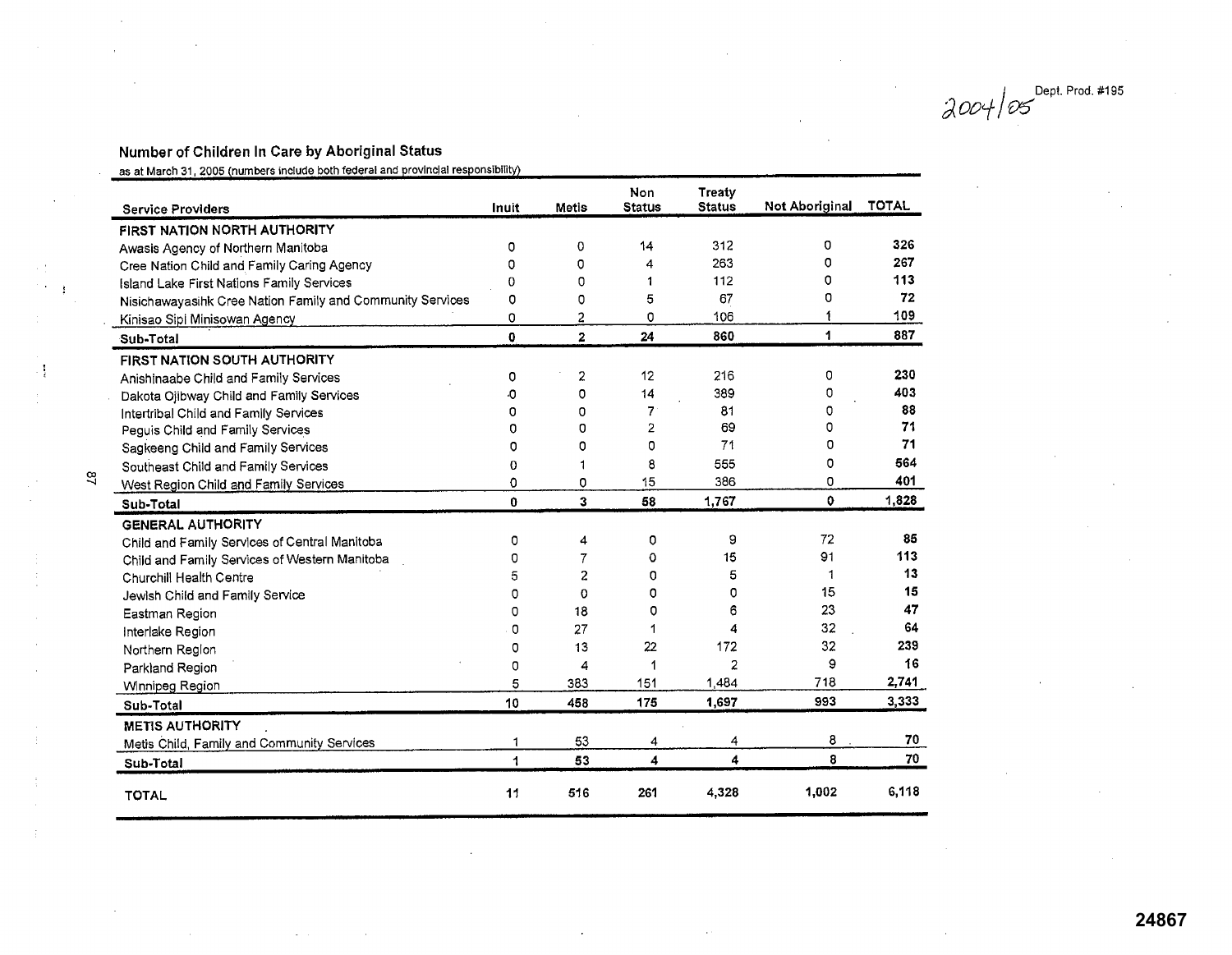2004/05

Dept. Prod. #195

**Number of Children In Care by Aboriginal Status**

as at March 31, 2005 (numbers include both federal and provincial responsibility)

| Service Providers | Inuit | Metis | Non Status | Treaty Status | Not Aboriginal | TOTAL |
|---|---|---|---|---|---|---|
| **FIRST NATION NORTH AUTHORITY** | | | | | | |
| Awasis Agency of Northern Manitoba | 0 | 0 | 14 | 312 | 0 | **326** |
| Cree Nation Child and Family Caring Agency | 0 | 0 | 4 | 263 | 0 | **267** |
| Island Lake First Nations Family Services | 0 | 0 | 1 | 112 | 0 | **113** |
| Nisichawayasihk Cree Nation Family and Community Services | 0 | 0 | 5 | 67 | 0 | **72** |
| Kinisao Sipi Minisowan Agency | 0 | 2 | 0 | 106 | 1 | **109** |
| **Sub-Total** | **0** | **2** | **24** | **860** | **1** | **887** |
| **FIRST NATION SOUTH AUTHORITY** | | | | | | |
| Anishinaabe Child and Family Services | 0 | 2 | 12 | 216 | 0 | **230** |
| Dakota Ojibway Child and Family Services | 0 | 0 | 14 | 389 | 0 | **403** |
| Intertribal Child and Family Services | 0 | 0 | 7 | 81 | 0 | **88** |
| Peguis Child and Family Services | 0 | 0 | 2 | 69 | 0 | **71** |
| Sagkeeng Child and Family Services | 0 | 0 | 0 | 71 | 0 | **71** |
| Southeast Child and Family Services | 0 | 1 | 8 | 555 | 0 | **564** |
| West Region Child and Family Services | 0 | 0 | 15 | 386 | 0 | **401** |
| **Sub-Total** | **0** | **3** | **58** | **1,767** | **0** | **1,828** |
| **GENERAL AUTHORITY** | | | | | | |
| Child and Family Services of Central Manitoba | 0 | 4 | 0 | 9 | 72 | **85** |
| Child and Family Services of Western Manitoba | 0 | 7 | 0 | 15 | 91 | **113** |
| Churchill Health Centre | 5 | 2 | 0 | 5 | 1 | **13** |
| Jewish Child and Family Service | 0 | 0 | 0 | 0 | 15 | **15** |
| Eastman Region | 0 | 18 | 0 | 6 | 23 | **47** |
| Interlake Region | 0 | 27 | 1 | 4 | 32 | **64** |
| Northern Region | 0 | 13 | 22 | 172 | 32 | **239** |
| Parkland Region | 0 | 4 | 1 | 2 | 9 | **16** |
| Winnipeg Region | 5 | 383 | 151 | 1,484 | 718 | **2,741** |
| **Sub-Total** | **10** | **458** | **175** | **1,697** | **993** | **3,333** |
| **METIS AUTHORITY** | | | | | | |
| Metis Child, Family and Community Services | 1 | 53 | 4 | 4 | 8 | **70** |
| **Sub-Total** | **1** | **53** | **4** | **4** | **8** | **70** |
| **TOTAL** | **11** | **516** | **261** | **4,328** | **1,002** | **6,118** |

24867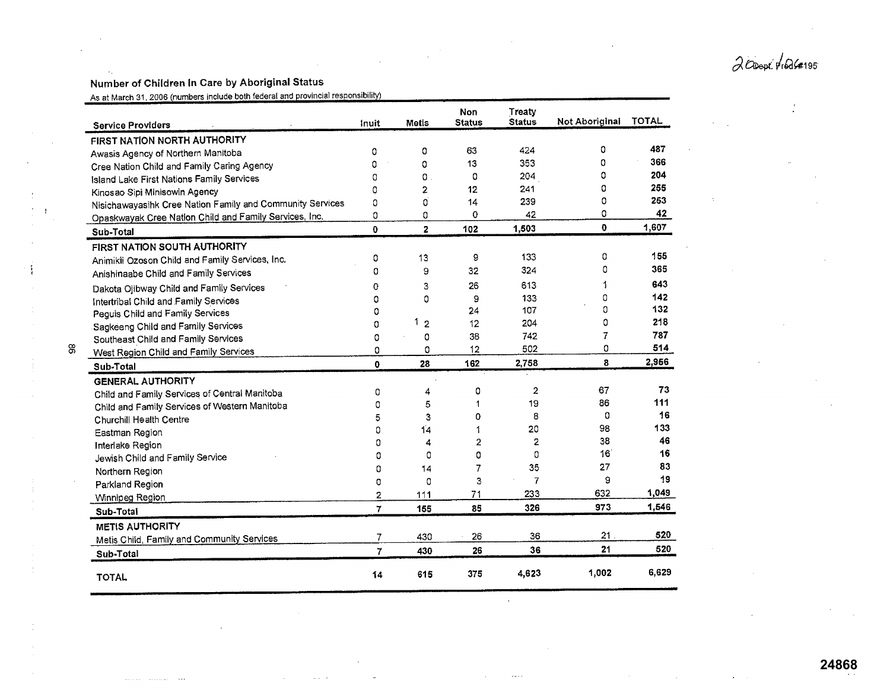## Number of Children In Care by Aboriginal Status

As at March 31, 2006 (numbers include both federal and provincial responsibility)

| Service Providers | Inuit | Metis | Non Status | Treaty Status | Not Aboriginal | TOTAL |
|---|---|---|---|---|---|---|
| **FIRST NATION NORTH AUTHORITY** | | | | | | |
| Awasis Agency of Northern Manitoba | 0 | 0 | 63 | 424 | 0 | **487** |
| Cree Nation Child and Family Caring Agency | 0 | 0 | 13 | 353 | 0 | **366** |
| Island Lake First Nations Family Services | 0 | 0 | 0 | 204 | 0 | **204** |
| Kinosao Sipi Minisowin Agency | 0 | 2 | 12 | 241 | 0 | **255** |
| Nisichawayasihk Cree Nation Family and Community Services | 0 | 0 | 14 | 239 | 0 | **253** |
| Opaskwayak Cree Nation Child and Family Services, Inc. | 0 | 0 | 0 | 42 | 0 | **42** |
| **Sub-Total** | **0** | **2** | **102** | **1,503** | **0** | **1,607** |
| **FIRST NATION SOUTH AUTHORITY** | | | | | | |
| Animikii Ozoson Child and Family Services, Inc. | 0 | 13 | 9 | 133 | 0 | **155** |
| Anishinaabe Child and Family Services | 0 | 9 | 32 | 324 | 0 | **365** |
| Dakota Ojibway Child and Family Services | 0 | 3 | 26 | 613 | 1 | **643** |
| Intertribal Child and Family Services | 0 | 0 | 9 | 133 | 0 | **142** |
| Peguis Child and Family Services | 0 | | 24 | 107 | 0 | **132** |
| Sagkeeng Child and Family Services | 0 | 1 2 | 12 | 204 | 0 | **218** |
| Southeast Child and Family Services | 0 | 0 | 38 | 742 | 7 | **787** |
| West Region Child and Family Services | 0 | 0 | 12 | 502 | 0 | **514** |
| **Sub-Total** | **0** | **28** | **162** | **2,758** | **8** | **2,956** |
| **GENERAL AUTHORITY** | | | | | | |
| Child and Family Services of Central Manitoba | 0 | 4 | 0 | 2 | 67 | **73** |
| Child and Family Services of Western Manitoba | 0 | 5 | 1 | 19 | 86 | **111** |
| Churchill Health Centre | 5 | 3 | 0 | 8 | 0 | **16** |
| Eastman Region | 0 | 14 | 1 | 20 | 98 | **133** |
| Interlake Region | 0 | 4 | 2 | 2 | 38 | **46** |
| Jewish Child and Family Service | 0 | 0 | 0 | 0 | 16 | **16** |
| Northern Region | 0 | 14 | 7 | 35 | 27 | **83** |
| Parkland Region | 0 | 0 | 3 | 7 | 9 | **19** |
| Winnipeg Region | 2 | 111 | 71 | 233 | 632 | **1,049** |
| **Sub-Total** | **7** | **155** | **85** | **326** | **973** | **1,546** |
| **METIS AUTHORITY** | | | | | | |
| Metis Child, Family and Community Services | 7 | 430 | 26 | 36 | 21 | **520** |
| **Sub-Total** | **7** | **430** | **26** | **36** | **21** | **520** |
| **TOTAL** | **14** | **615** | **375** | **4,623** | **1,002** | **6,629** |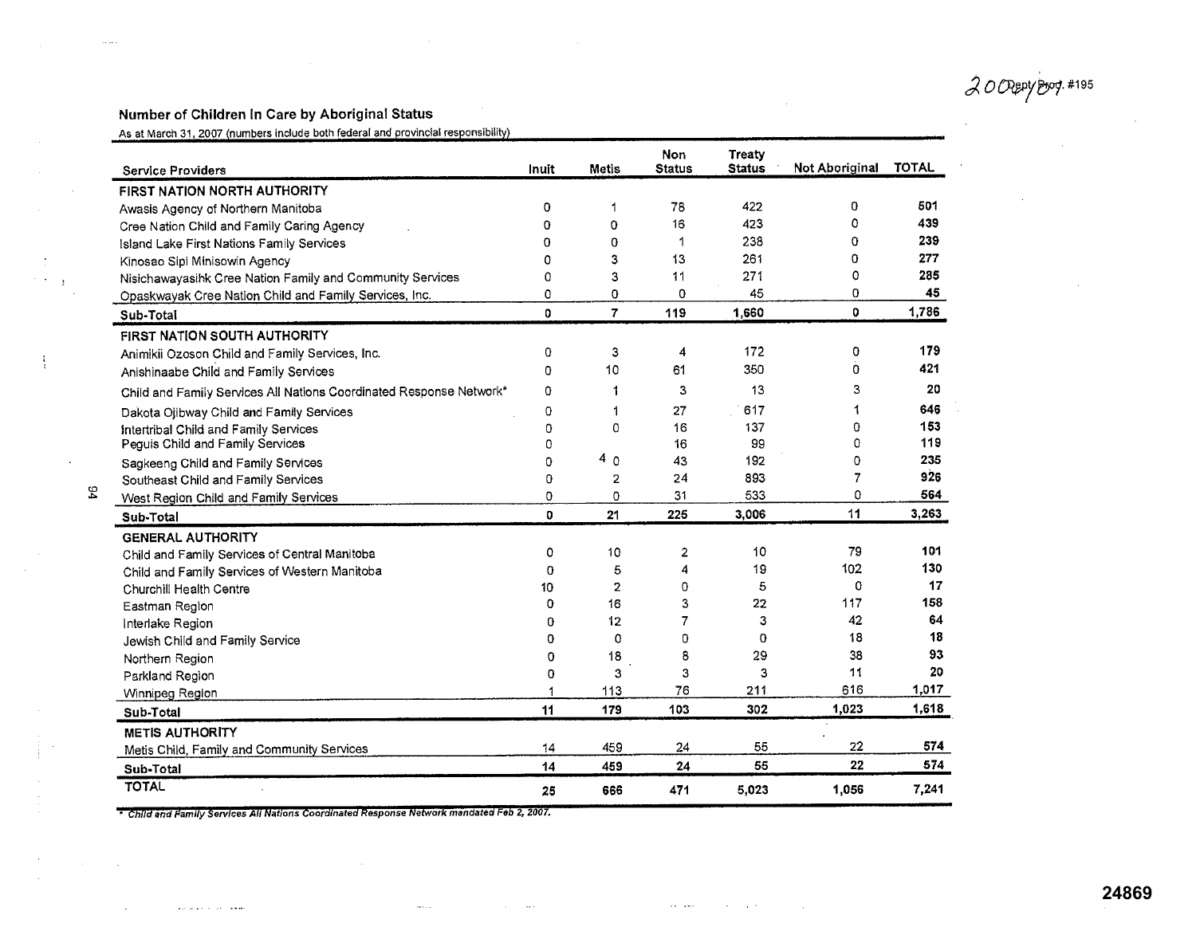## Number of Children In Care by Aboriginal Status

As at March 31, 2007 (numbers include both federal and provincial responsibility)

| Service Providers | Inuit | Metis | Non Status | Treaty Status | Not Aboriginal | TOTAL |
|---|---|---|---|---|---|---|
| **FIRST NATION NORTH AUTHORITY** | | | | | | |
| Awasis Agency of Northern Manitoba | 0 | 1 | 78 | 422 | 0 | **501** |
| Cree Nation Child and Family Caring Agency | 0 | 0 | 16 | 423 | 0 | **439** |
| Island Lake First Nations Family Services | 0 | 0 | 1 | 238 | 0 | **239** |
| Kinosao Sipi Minisowin Agency | 0 | 3 | 13 | 261 | 0 | **277** |
| Nisichawayasihk Cree Nation Family and Community Services | 0 | 3 | 11 | 271 | 0 | **285** |
| Opaskwayak Cree Nation Child and Family Services, Inc. | 0 | 0 | 0 | 45 | 0 | **45** |
| **Sub-Total** | **0** | **7** | **119** | **1,660** | **0** | **1,786** |
| **FIRST NATION SOUTH AUTHORITY** | | | | | | |
| Animikii Ozoson Child and Family Services, Inc. | 0 | 3 | 4 | 172 | 0 | **179** |
| Anishinaabe Child and Family Services | 0 | 10 | 61 | 350 | 0 | **421** |
| Child and Family Services All Nations Coordinated Response Network* | 0 | 1 | 3 | 13 | 3 | **20** |
| Dakota Ojibway Child and Family Services | 0 | 1 | 27 | 617 | 1 | **646** |
| Intertribal Child and Family Services | 0 | 0 | 16 | 137 | 0 | **153** |
| Peguis Child and Family Services | 0 | | 16 | 99 | 0 | **119** |
| Sagkeeng Child and Family Services | 0 | 4 0 | 43 | 192 | 0 | **235** |
| Southeast Child and Family Services | 0 | 2 | 24 | 893 | 7 | **926** |
| West Region Child and Family Services | 0 | 0 | 31 | 533 | 0 | **564** |
| **Sub-Total** | **0** | **21** | **225** | **3,006** | **11** | **3,263** |
| **GENERAL AUTHORITY** | | | | | | |
| Child and Family Services of Central Manitoba | 0 | 10 | 2 | 10 | 79 | **101** |
| Child and Family Services of Western Manitoba | 0 | 5 | 4 | 19 | 102 | **130** |
| Churchill Health Centre | 10 | 2 | 0 | 5 | 0 | **17** |
| Eastman Region | 0 | 16 | 3 | 22 | 117 | **158** |
| Interlake Region | 0 | 12 | 7 | 3 | 42 | **64** |
| Jewish Child and Family Service | 0 | 0 | 0 | 0 | 18 | **18** |
| Northern Region | 0 | 18 | 8 | 29 | 38 | **93** |
| Parkland Region | 0 | 3 | 3 | 3 | 11 | **20** |
| Winnipeg Region | 1 | 113 | 76 | 211 | 616 | **1,017** |
| **Sub-Total** | **11** | **179** | **103** | **302** | **1,023** | **1,618** |
| **METIS AUTHORITY** | | | | | | |
| Metis Child, Family and Community Services | 14 | 459 | 24 | 55 | 22 | **574** |
| **Sub-Total** | **14** | **459** | **24** | **55** | **22** | **574** |
| **TOTAL** | **25** | **666** | **471** | **5,023** | **1,056** | **7,241** |

*\* Child and Family Services All Nations Coordinated Response Network mandated Feb 2, 2007.*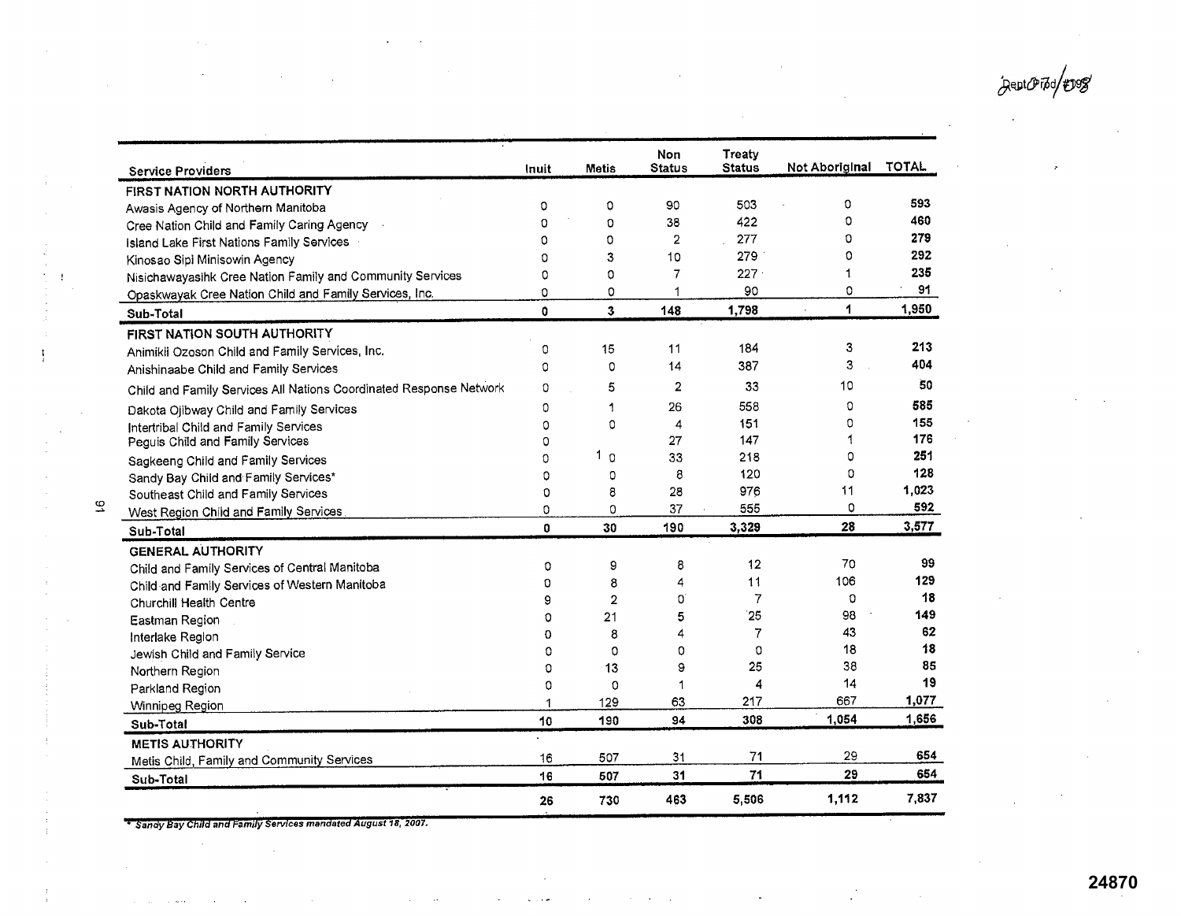| Service Providers | Inuit | Metis | Non Status | Treaty Status | Not Aboriginal | TOTAL |
|---|---|---|---|---|---|---|
| **FIRST NATION NORTH AUTHORITY** | | | | | | |
| Awasis Agency of Northern Manitoba | 0 | 0 | 90 | 503 | 0 | **593** |
| Cree Nation Child and Family Caring Agency | 0 | 0 | 38 | 422 | 0 | **460** |
| Island Lake First Nations Family Services | 0 | 0 | 2 | 277 | 0 | **279** |
| Kinosao Sipi Minisowin Agency | 0 | 3 | 10 | 279 | 0 | **292** |
| Nisichawayasihk Cree Nation Family and Community Services | 0 | 0 | 7 | 227 | 1 | **235** |
| Opaskwayak Cree Nation Child and Family Services, Inc. | 0 | 0 | 1 | 90 | 0 | **91** |
| **Sub-Total** | **0** | **3** | **148** | **1,798** | **1** | **1,950** |
| **FIRST NATION SOUTH AUTHORITY** | | | | | | |
| Animikii Ozoson Child and Family Services, Inc. | 0 | 15 | 11 | 184 | 3 | **213** |
| Anishinaabe Child and Family Services | 0 | 0 | 14 | 387 | 3 | **404** |
| Child and Family Services All Nations Coordinated Response Network | 0 | 5 | 2 | 33 | 10 | **50** |
| Dakota Ojibway Child and Family Services | 0 | 1 | 26 | 558 | 0 | **585** |
| Intertribal Child and Family Services | 0 | 0 | 4 | 151 | 0 | **155** |
| Peguis Child and Family Services | 0 | | 27 | 147 | 1 | **176** |
| Sagkeeng Child and Family Services | 0 | 1 0 | 33 | 218 | 0 | **251** |
| Sandy Bay Child and Family Services* | 0 | 0 | 8 | 120 | 0 | **128** |
| Southeast Child and Family Services | 0 | 8 | 28 | 976 | 11 | **1,023** |
| West Region Child and Family Services | 0 | 0 | 37 | 555 | 0 | **592** |
| **Sub-Total** | **0** | **30** | **190** | **3,329** | **28** | **3,577** |
| **GENERAL AUTHORITY** | | | | | | |
| Child and Family Services of Central Manitoba | 0 | 9 | 8 | 12 | 70 | **99** |
| Child and Family Services of Western Manitoba | 0 | 8 | 4 | 11 | 106 | **129** |
| Churchill Health Centre | 9 | 2 | 0 | 7 | 0 | **18** |
| Eastman Region | 0 | 21 | 5 | 25 | 98 | **149** |
| Interlake Region | 0 | 8 | 4 | 7 | 43 | **62** |
| Jewish Child and Family Service | 0 | 0 | 0 | 0 | 18 | **18** |
| Northern Region | 0 | 13 | 9 | 25 | 38 | **85** |
| Parkland Region | 0 | 0 | 1 | 4 | 14 | **19** |
| Winnipeg Region | 1 | 129 | 63 | 217 | 667 | **1,077** |
| **Sub-Total** | **10** | **190** | **94** | **308** | **1,054** | **1,656** |
| **METIS AUTHORITY** | | | | | | |
| Metis Child, Family and Community Services | 16 | 507 | 31 | 71 | 29 | **654** |
| **Sub-Total** | **16** | **507** | **31** | **71** | **29** | **654** |
| | **26** | **730** | **463** | **5,506** | **1,112** | **7,837** |

*\* Sandy Bay Child and Family Services mandated August 18, 2007.*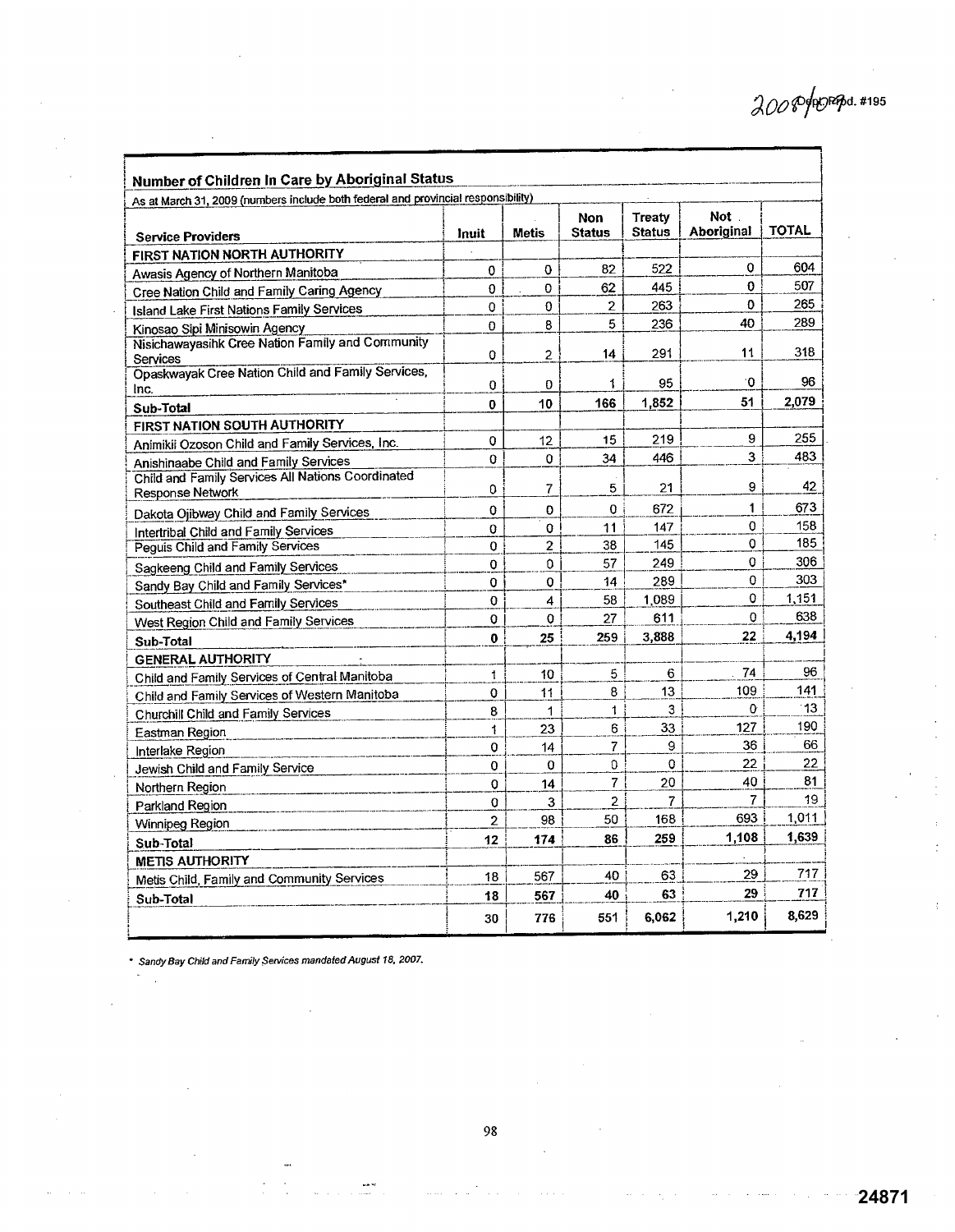2008/09 Dept. Rpd. #195

## Number of Children In Care by Aboriginal Status

As at March 31, 2009 (numbers include both federal and provincial responsibility)

| Service Providers | Inuit | Metis | Non Status | Treaty Status | Not Aboriginal | TOTAL |
|---|---|---|---|---|---|---|
| **FIRST NATION NORTH AUTHORITY** | | | | | | |
| Awasis Agency of Northern Manitoba | 0 | 0 | 82 | 522 | 0 | 604 |
| Cree Nation Child and Family Caring Agency | 0 | 0 | 62 | 445 | 0 | 507 |
| Island Lake First Nations Family Services | 0 | 0 | 2 | 263 | 0 | 265 |
| Kinosao Sipi Minisowin Agency | 0 | 8 | 5 | 236 | 40 | 289 |
| Nisichawayasihk Cree Nation Family and Community Services | 0 | 2 | 14 | 291 | 11 | 318 |
| Opaskwayak Cree Nation Child and Family Services, Inc. | 0 | 0 | 1 | 95 | 0 | 96 |
| **Sub-Total** | **0** | **10** | **166** | **1,852** | **51** | **2,079** |
| **FIRST NATION SOUTH AUTHORITY** | | | | | | |
| Animikii Ozoson Child and Family Services, Inc. | 0 | 12 | 15 | 219 | 9 | 255 |
| Anishinaabe Child and Family Services | 0 | 0 | 34 | 446 | 3 | 483 |
| Child and Family Services All Nations Coordinated Response Network | 0 | 7 | 5 | 21 | 9 | 42 |
| Dakota Ojibway Child and Family Services | 0 | 0 | 0 | 672 | 1 | 673 |
| Intertribal Child and Family Services | 0 | 0 | 11 | 147 | 0 | 158 |
| Peguis Child and Family Services | 0 | 2 | 38 | 145 | 0 | 185 |
| Sagkeeng Child and Family Services | 0 | 0 | 57 | 249 | 0 | 306 |
| Sandy Bay Child and Family Services* | 0 | 0 | 14 | 289 | 0 | 303 |
| Southeast Child and Family Services | 0 | 4 | 58 | 1,089 | 0 | 1,151 |
| West Region Child and Family Services | 0 | 0 | 27 | 611 | 0 | 638 |
| **Sub-Total** | **0** | **25** | **259** | **3,888** | **22** | **4,194** |
| **GENERAL AUTHORITY** | | | | | | |
| Child and Family Services of Central Manitoba | 1 | 10 | 5 | 6 | 74 | 96 |
| Child and Family Services of Western Manitoba | 0 | 11 | 8 | 13 | 109 | 141 |
| Churchill Child and Family Services | 8 | 1 | 1 | 3 | 0 | 13 |
| Eastman Region | 1 | 23 | 6 | 33 | 127 | 190 |
| Interlake Region | 0 | 14 | 7 | 9 | 36 | 66 |
| Jewish Child and Family Service | 0 | 0 | 0 | 0 | 22 | 22 |
| Northern Region | 0 | 14 | 7 | 20 | 40 | 81 |
| Parkland Region | 0 | 3 | 2 | 7 | 7 | 19 |
| Winnipeg Region | 2 | 98 | 50 | 168 | 693 | 1,011 |
| **Sub-Total** | **12** | **174** | **86** | **259** | **1,108** | **1,639** |
| **METIS AUTHORITY** | | | | | | |
| Metis Child, Family and Community Services | 18 | 567 | 40 | 63 | 29 | 717 |
| **Sub-Total** | **18** | **567** | **40** | **63** | **29** | **717** |
| | 30 | 776 | 551 | 6,062 | 1,210 | 8,629 |

* *Sandy Bay Child and Family Services mandated August 18, 2007.*

24871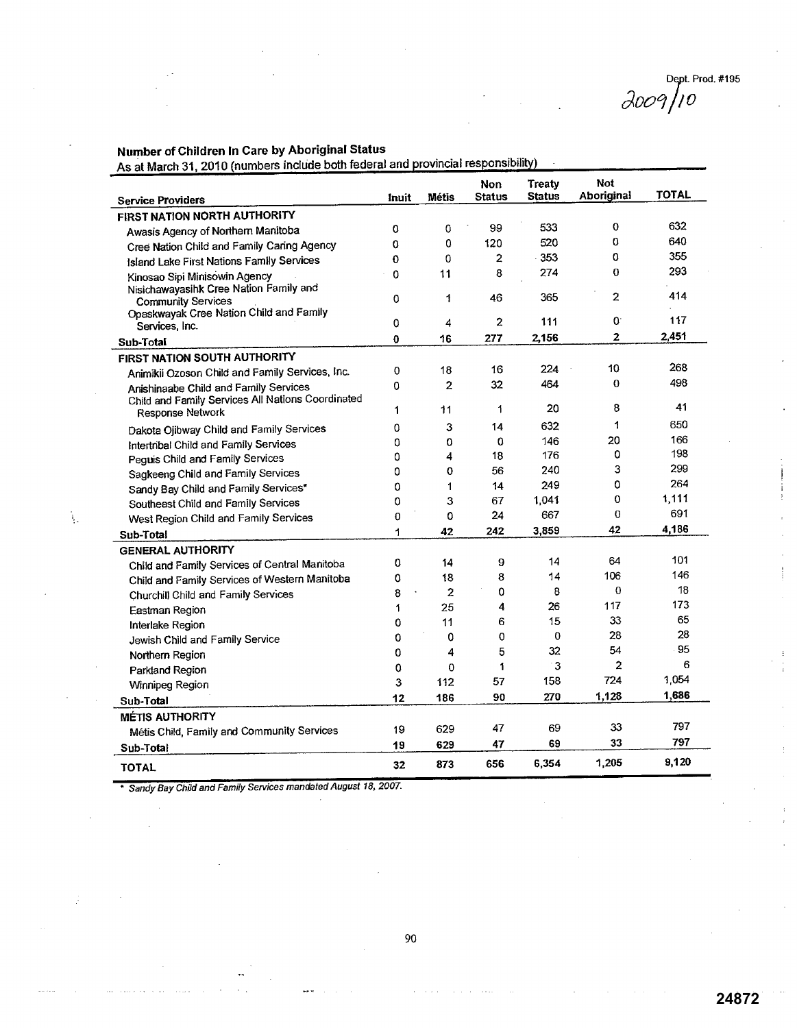Dept. Prod. #195

2009/10

### Number of Children In Care by Aboriginal Status

As at March 31, 2010 (numbers include both federal and provincial responsibility)

| Service Providers | Inuit | Métis | Non Status | Treaty Status | Not Aboriginal | TOTAL |
|---|---|---|---|---|---|---|
| **FIRST NATION NORTH AUTHORITY** | | | | | | |
| Awasis Agency of Northern Manitoba | 0 | 0 | 99 | 533 | 0 | 632 |
| Cree Nation Child and Family Caring Agency | 0 | 0 | 120 | 520 | 0 | 640 |
| Island Lake First Nations Family Services | 0 | 0 | 2 | 353 | 0 | 355 |
| Kinosao Sipi Minisowin Agency | 0 | 11 | 8 | 274 | 0 | 293 |
| Nisichawayasihk Cree Nation Family and Community Services | 0 | 1 | 46 | 365 | 2 | 414 |
| Opaskwayak Cree Nation Child and Family Services, Inc. | 0 | 4 | 2 | 111 | 0 | 117 |
| **Sub-Total** | **0** | **16** | **277** | **2,156** | **2** | **2,451** |
| **FIRST NATION SOUTH AUTHORITY** | | | | | | |
| Animikii Ozoson Child and Family Services, Inc. | 0 | 18 | 16 | 224 | 10 | 268 |
| Anishinaabe Child and Family Services | 0 | 2 | 32 | 464 | 0 | 498 |
| Child and Family Services All Nations Coordinated Response Network | 1 | 11 | 1 | 20 | 8 | 41 |
| Dakota Ojibway Child and Family Services | 0 | 3 | 14 | 632 | 1 | 650 |
| Intertribal Child and Family Services | 0 | 0 | 0 | 146 | 20 | 166 |
| Peguis Child and Family Services | 0 | 4 | 18 | 176 | 0 | 198 |
| Sagkeeng Child and Family Services | 0 | 0 | 56 | 240 | 3 | 299 |
| Sandy Bay Child and Family Services* | 0 | 1 | 14 | 249 | 0 | 264 |
| Southeast Child and Family Services | 0 | 3 | 67 | 1,041 | 0 | 1,111 |
| West Region Child and Family Services | 0 | 0 | 24 | 667 | 0 | 691 |
| **Sub-Total** | **1** | **42** | **242** | **3,859** | **42** | **4,186** |
| **GENERAL AUTHORITY** | | | | | | |
| Child and Family Services of Central Manitoba | 0 | 14 | 9 | 14 | 64 | 101 |
| Child and Family Services of Western Manitoba | 0 | 18 | 8 | 14 | 106 | 146 |
| Churchill Child and Family Services | 8 | 2 | 0 | 8 | 0 | 18 |
| Eastman Region | 1 | 25 | 4 | 26 | 117 | 173 |
| Interlake Region | 0 | 11 | 6 | 15 | 33 | 65 |
| Jewish Child and Family Service | 0 | 0 | 0 | 0 | 28 | 28 |
| Northern Region | 0 | 4 | 5 | 32 | 54 | 95 |
| Parkland Region | 0 | 0 | 1 | 3 | 2 | 6 |
| Winnipeg Region | 3 | 112 | 57 | 158 | 724 | 1,054 |
| **Sub-Total** | **12** | **186** | **90** | **270** | **1,128** | **1,686** |
| **MÉTIS AUTHORITY** | | | | | | |
| Métis Child, Family and Community Services | 19 | 629 | 47 | 69 | 33 | 797 |
| **Sub-Total** | **19** | **629** | **47** | **69** | **33** | **797** |
| **TOTAL** | **32** | **873** | **656** | **6,354** | **1,205** | **9,120** |

* *Sandy Bay Child and Family Services mandated August 18, 2007.*

24872